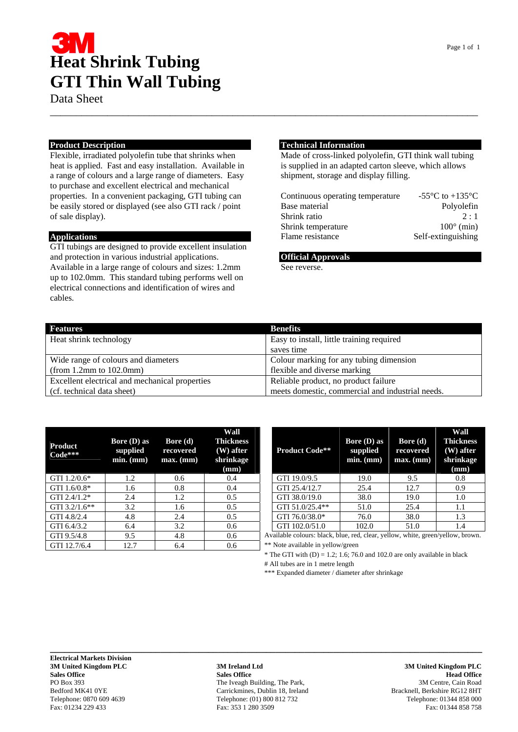# 3M

# Heat Shrink Tubing
# GTI Thin Wall Tubing

Data Sheet

## Product Description

Flexible, irradiated polyolefin tube that shrinks when heat is applied. Fast and easy installation. Available in a range of colours and a large range of diameters. Easy to purchase and excellent electrical and mechanical properties. In a convenient packaging, GTI tubing can be easily stored or displayed (see also GTI rack / point of sale display).

## Applications

GTI tubings are designed to provide excellent insulation and protection in various industrial applications. Available in a large range of colours and sizes: 1.2mm up to 102.0mm. This standard tubing performs well on electrical connections and identification of wires and cables.

## Technical Information

Made of cross-linked polyolefin, GTI think wall tubing is supplied in an adapted carton sleeve, which allows shipment, storage and display filling.

| | |
|---|---|
| Continuous operating temperature | -55°C to +135°C |
| Base material | Polyolefin |
| Shrink ratio | 2 : 1 |
| Shrink temperature | 100° (min) |
| Flame resistance | Self-extinguishing |

## Official Approvals

See reverse.

| Features | Benefits |
|---|---|
| Heat shrink technology | Easy to install, little training required saves time |
| Wide range of colours and diameters (from 1.2mm to 102.0mm) | Colour marking for any tubing dimension flexible and diverse marking |
| Excellent electrical and mechanical properties (cf. technical data sheet) | Reliable product, no product failure meets domestic, commercial and industrial needs. |

| Product Code*** | Bore (D) as supplied min. (mm) | Bore (d) recovered max. (mm) | Wall Thickness (W) after shrinkage (mm) |
|---|---|---|---|
| GTI 1.2/0.6* | 1.2 | 0.6 | 0.4 |
| GTI 1.6/0.8* | 1.6 | 0.8 | 0.4 |
| GTI 2.4/1.2* | 2.4 | 1.2 | 0.5 |
| GTI 3.2/1.6** | 3.2 | 1.6 | 0.5 |
| GTI 4.8/2.4 | 4.8 | 2.4 | 0.5 |
| GTI 6.4/3.2 | 6.4 | 3.2 | 0.6 |
| GTI 9.5/4.8 | 9.5 | 4.8 | 0.6 |
| GTI 12.7/6.4 | 12.7 | 6.4 | 0.6 |

| Product Code** | Bore (D) as supplied min. (mm) | Bore (d) recovered max. (mm) | Wall Thickness (W) after shrinkage (mm) |
|---|---|---|---|
| GTI 19.0/9.5 | 19.0 | 9.5 | 0.8 |
| GTI 25.4/12.7 | 25.4 | 12.7 | 0.9 |
| GTI 38.0/19.0 | 38.0 | 19.0 | 1.0 |
| GTI 51.0/25.4** | 51.0 | 25.4 | 1.1 |
| GTI 76.0/38.0* | 76.0 | 38.0 | 1.3 |
| GTI 102.0/51.0 | 102.0 | 51.0 | 1.4 |

Available colours: black, blue, red, clear, yellow, white, green/yellow, brown.

** Note available in yellow/green

* The GTI with (D) = 1.2; 1.6; 76.0 and 102.0 are only available in black

# All tubes are in 1 metre length

*** Expanded diameter / diameter after shrinkage

**Electrical Markets Division**
**3M United Kingdom PLC**
**Sales Office**
PO Box 393
Bedford MK41 0YE
Telephone: 0870 609 4639
Fax: 01234 229 433

**3M Ireland Ltd**
**Sales Office**
The Iveagh Building, The Park,
Carrickmines, Dublin 18, Ireland
Telephone: (01) 800 812 732
Fax: 353 1 280 3509

**3M United Kingdom PLC**
**Head Office**
3M Centre, Cain Road
Bracknell, Berkshire RG12 8HT
Telephone: 01344 858 000
Fax: 01344 858 758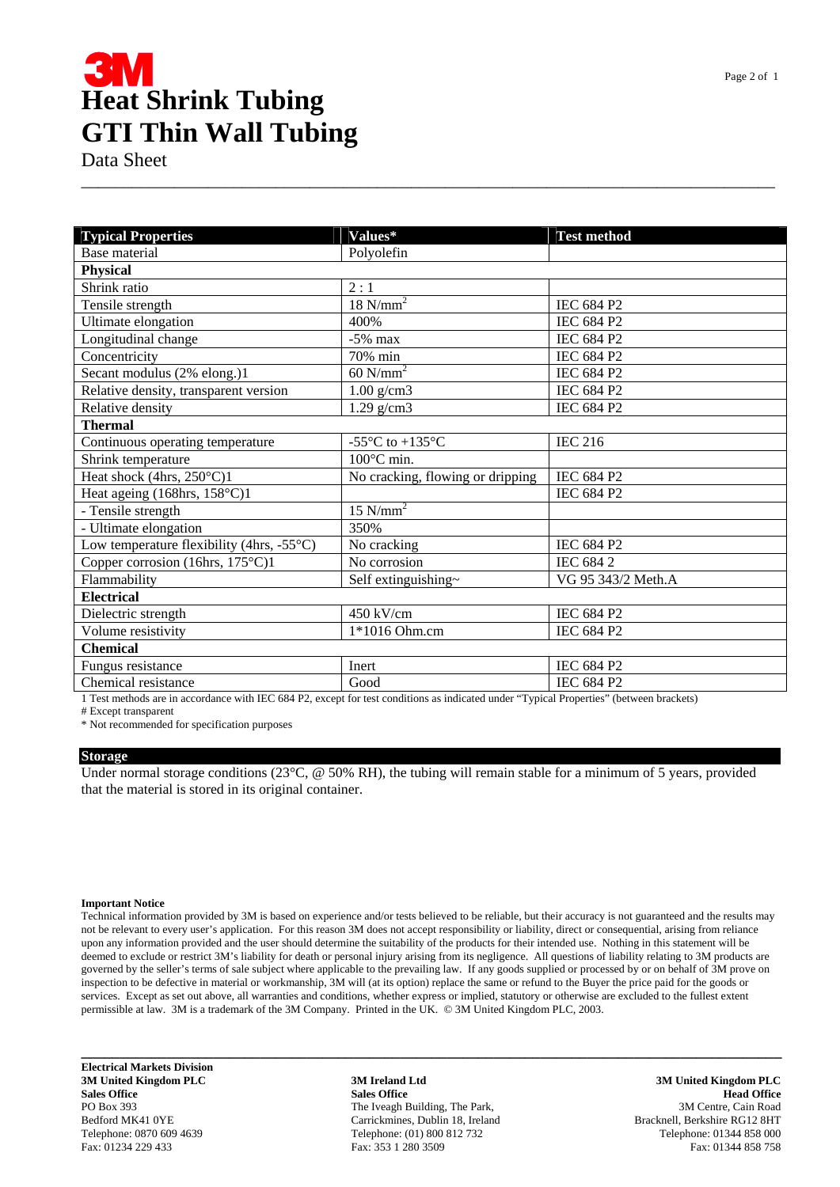# Heat Shrink Tubing
# GTI Thin Wall Tubing

Data Sheet

| Typical Properties | Values* | Test method |
|---|---|---|
| Base material | Polyolefin | |
| **Physical** | | |
| Shrink ratio | 2 : 1 | |
| Tensile strength | 18 N/mm$^2$ | IEC 684 P2 |
| Ultimate elongation | 400% | IEC 684 P2 |
| Longitudinal change | -5% max | IEC 684 P2 |
| Concentricity | 70% min | IEC 684 P2 |
| Secant modulus (2% elong.)1 | 60 N/mm$^2$ | IEC 684 P2 |
| Relative density, transparent version | 1.00 g/cm3 | IEC 684 P2 |
| Relative density | 1.29 g/cm3 | IEC 684 P2 |
| **Thermal** | | |
| Continuous operating temperature | -55°C to +135°C | IEC 216 |
| Shrink temperature | 100°C min. | |
| Heat shock (4hrs, 250°C)1 | No cracking, flowing or dripping | IEC 684 P2 |
| Heat ageing (168hrs, 158°C)1 | | IEC 684 P2 |
| - Tensile strength | 15 N/mm$^2$ | |
| - Ultimate elongation | 350% | |
| Low temperature flexibility (4hrs, -55°C) | No cracking | IEC 684 P2 |
| Copper corrosion (16hrs, 175°C)1 | No corrosion | IEC 684 2 |
| Flammability | Self extinguishing~ | VG 95 343/2 Meth.A |
| **Electrical** | | |
| Dielectric strength | 450 kV/cm | IEC 684 P2 |
| Volume resistivity | 1*1016 Ohm.cm | IEC 684 P2 |
| **Chemical** | | |
| Fungus resistance | Inert | IEC 684 P2 |
| Chemical resistance | Good | IEC 684 P2 |

1 Test methods are in accordance with IEC 684 P2, except for test conditions as indicated under "Typical Properties" (between brackets)

# Except transparent

* Not recommended for specification purposes

## Storage

Under normal storage conditions (23°C, @ 50% RH), the tubing will remain stable for a minimum of 5 years, provided that the material is stored in its original container.

**Important Notice**

Technical information provided by 3M is based on experience and/or tests believed to be reliable, but their accuracy is not guaranteed and the results may not be relevant to every user's application. For this reason 3M does not accept responsibility or liability, direct or consequential, arising from reliance upon any information provided and the user should determine the suitability of the products for their intended use. Nothing in this statement will be deemed to exclude or restrict 3M's liability for death or personal injury arising from its negligence. All questions of liability relating to 3M products are governed by the seller's terms of sale subject where applicable to the prevailing law. If any goods supplied or processed by or on behalf of 3M prove on inspection to be defective in material or workmanship, 3M will (at its option) replace the same or refund to the Buyer the price paid for the goods or services. Except as set out above, all warranties and conditions, whether express or implied, statutory or otherwise are excluded to the fullest extent permissible at law. 3M is a trademark of the 3M Company. Printed in the UK. © 3M United Kingdom PLC, 2003.

**Electrical Markets Division**
**3M United Kingdom PLC**
**Sales Office**
PO Box 393
Bedford MK41 0YE
Telephone: 0870 609 4639
Fax: 01234 229 433

**3M Ireland Ltd**
**Sales Office**
The Iveagh Building, The Park,
Carrickmines, Dublin 18, Ireland
Telephone: (01) 800 812 732
Fax: 353 1 280 3509

**3M United Kingdom PLC**
**Head Office**
3M Centre, Cain Road
Bracknell, Berkshire RG12 8HT
Telephone: 01344 858 000
Fax: 01344 858 758